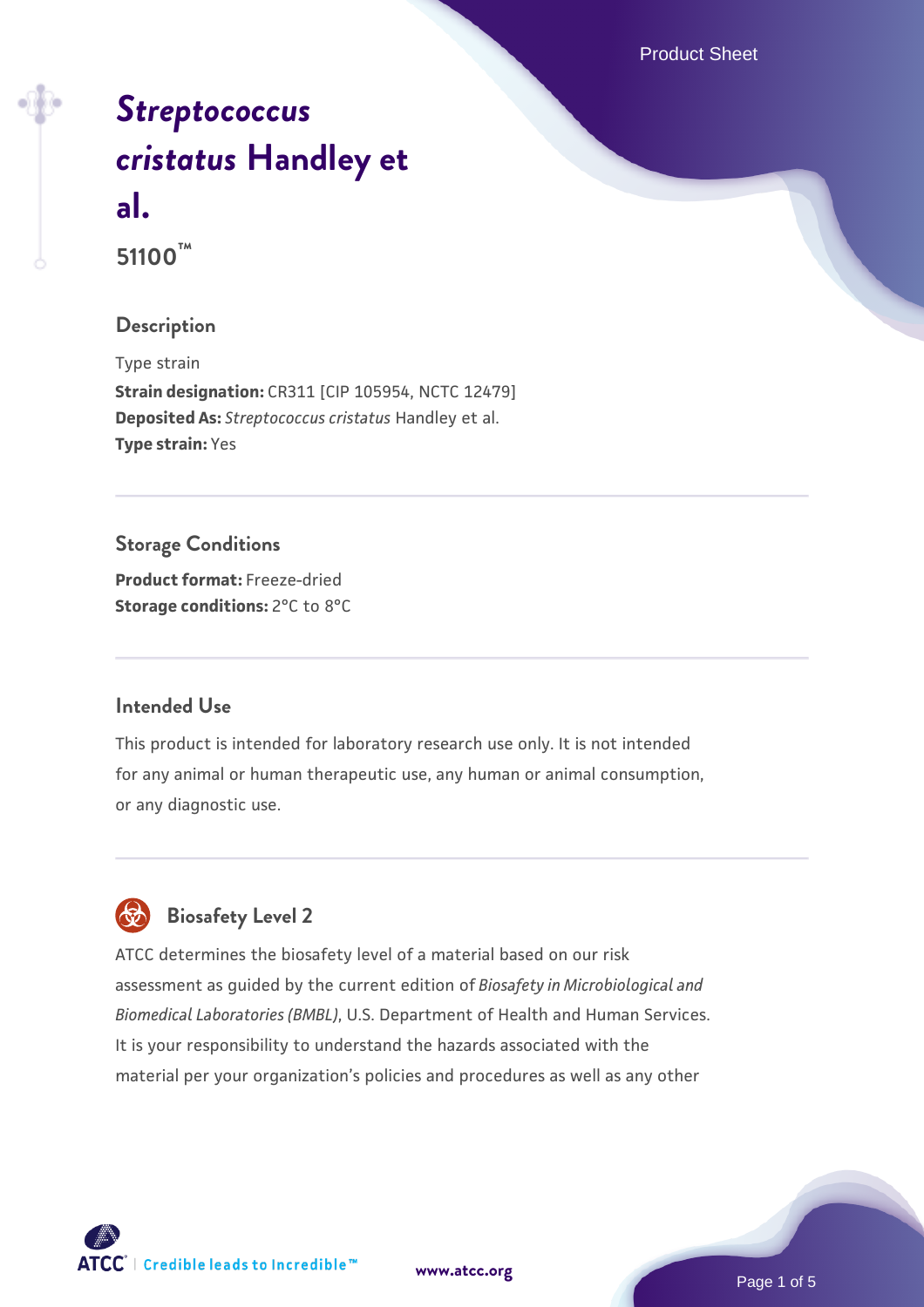# *Streptococcus cristatus* Handley et al.

**51100™**

## Description

Type strain

**Strain designation:** CR311 [CIP 105954, NCTC 12479]

**Deposited As:** *Streptococcus cristatus* Handley et al.

**Type strain:** Yes

## Storage Conditions

**Product format:** Freeze-dried

**Storage conditions:** 2°C to 8°C

## Intended Use

This product is intended for laboratory research use only. It is not intended for any animal or human therapeutic use, any human or animal consumption, or any diagnostic use.

## Biosafety Level 2

ATCC determines the biosafety level of a material based on our risk assessment as guided by the current edition of *Biosafety in Microbiological and Biomedical Laboratories (BMBL)*, U.S. Department of Health and Human Services. It is your responsibility to understand the hazards associated with the material per your organization's policies and procedures as well as any other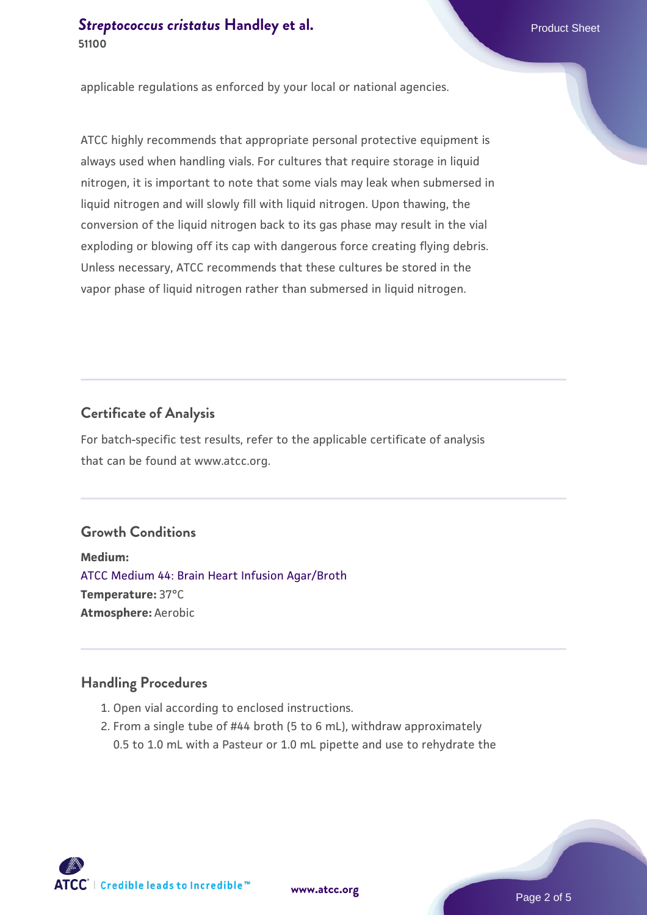applicable regulations as enforced by your local or national agencies.

ATCC highly recommends that appropriate personal protective equipment is always used when handling vials. For cultures that require storage in liquid nitrogen, it is important to note that some vials may leak when submersed in liquid nitrogen and will slowly fill with liquid nitrogen. Upon thawing, the conversion of the liquid nitrogen back to its gas phase may result in the vial exploding or blowing off its cap with dangerous force creating flying debris. Unless necessary, ATCC recommends that these cultures be stored in the vapor phase of liquid nitrogen rather than submersed in liquid nitrogen.

## Certificate of Analysis

For batch-specific test results, refer to the applicable certificate of analysis that can be found at www.atcc.org.

## Growth Conditions

**Medium:**
ATCC Medium 44: Brain Heart Infusion Agar/Broth
**Temperature:** 37°C
**Atmosphere:** Aerobic

## Handling Procedures

1. Open vial according to enclosed instructions.
2. From a single tube of #44 broth (5 to 6 mL), withdraw approximately 0.5 to 1.0 mL with a Pasteur or 1.0 mL pipette and use to rehydrate the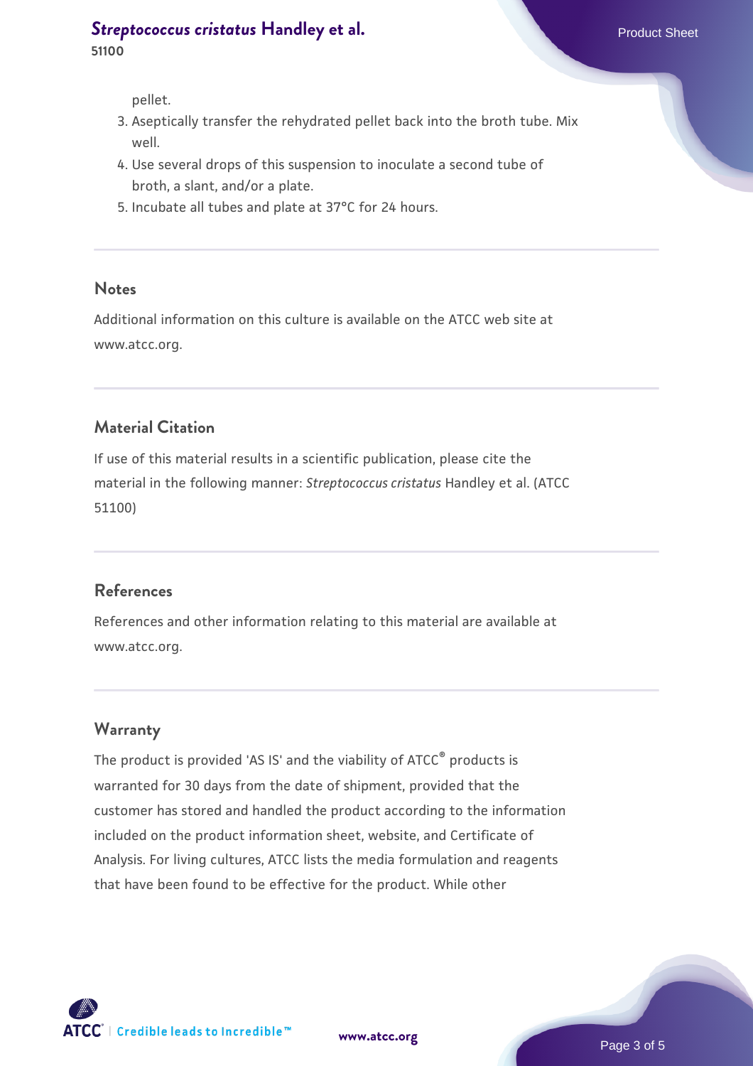pellet.

3. Aseptically transfer the rehydrated pellet back into the broth tube. Mix well.
4. Use several drops of this suspension to inoculate a second tube of broth, a slant, and/or a plate.
5. Incubate all tubes and plate at 37°C for 24 hours.

## Notes

Additional information on this culture is available on the ATCC web site at www.atcc.org.

## Material Citation

If use of this material results in a scientific publication, please cite the material in the following manner: *Streptococcus cristatus* Handley et al. (ATCC 51100)

## References

References and other information relating to this material are available at www.atcc.org.

## Warranty

The product is provided 'AS IS' and the viability of ATCC® products is warranted for 30 days from the date of shipment, provided that the customer has stored and handled the product according to the information included on the product information sheet, website, and Certificate of Analysis. For living cultures, ATCC lists the media formulation and reagents that have been found to be effective for the product. While other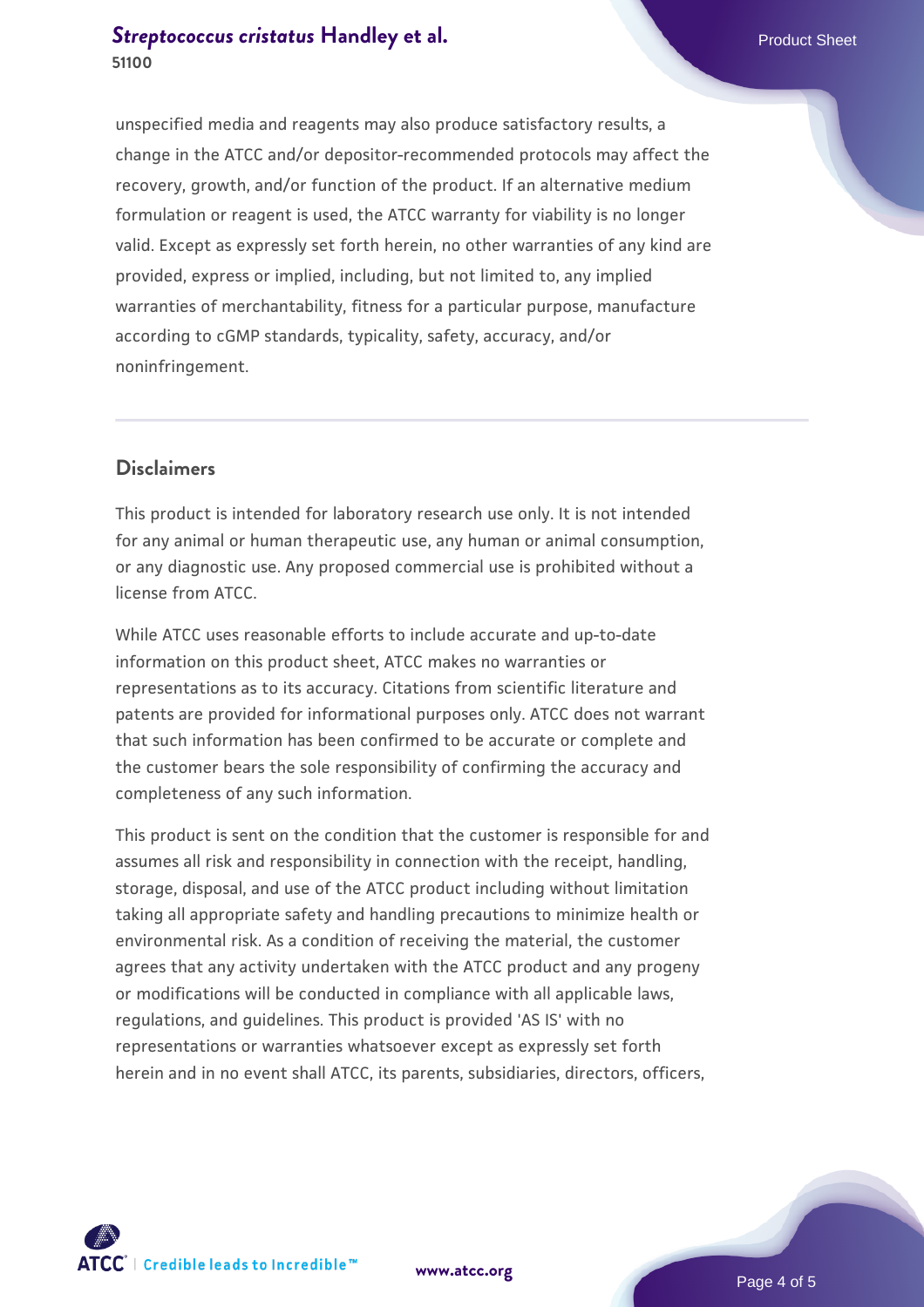unspecified media and reagents may also produce satisfactory results, a change in the ATCC and/or depositor-recommended protocols may affect the recovery, growth, and/or function of the product. If an alternative medium formulation or reagent is used, the ATCC warranty for viability is no longer valid. Except as expressly set forth herein, no other warranties of any kind are provided, express or implied, including, but not limited to, any implied warranties of merchantability, fitness for a particular purpose, manufacture according to cGMP standards, typicality, safety, accuracy, and/or noninfringement.

## Disclaimers

This product is intended for laboratory research use only. It is not intended for any animal or human therapeutic use, any human or animal consumption, or any diagnostic use. Any proposed commercial use is prohibited without a license from ATCC.

While ATCC uses reasonable efforts to include accurate and up-to-date information on this product sheet, ATCC makes no warranties or representations as to its accuracy. Citations from scientific literature and patents are provided for informational purposes only. ATCC does not warrant that such information has been confirmed to be accurate or complete and the customer bears the sole responsibility of confirming the accuracy and completeness of any such information.

This product is sent on the condition that the customer is responsible for and assumes all risk and responsibility in connection with the receipt, handling, storage, disposal, and use of the ATCC product including without limitation taking all appropriate safety and handling precautions to minimize health or environmental risk. As a condition of receiving the material, the customer agrees that any activity undertaken with the ATCC product and any progeny or modifications will be conducted in compliance with all applicable laws, regulations, and guidelines. This product is provided 'AS IS' with no representations or warranties whatsoever except as expressly set forth herein and in no event shall ATCC, its parents, subsidiaries, directors, officers,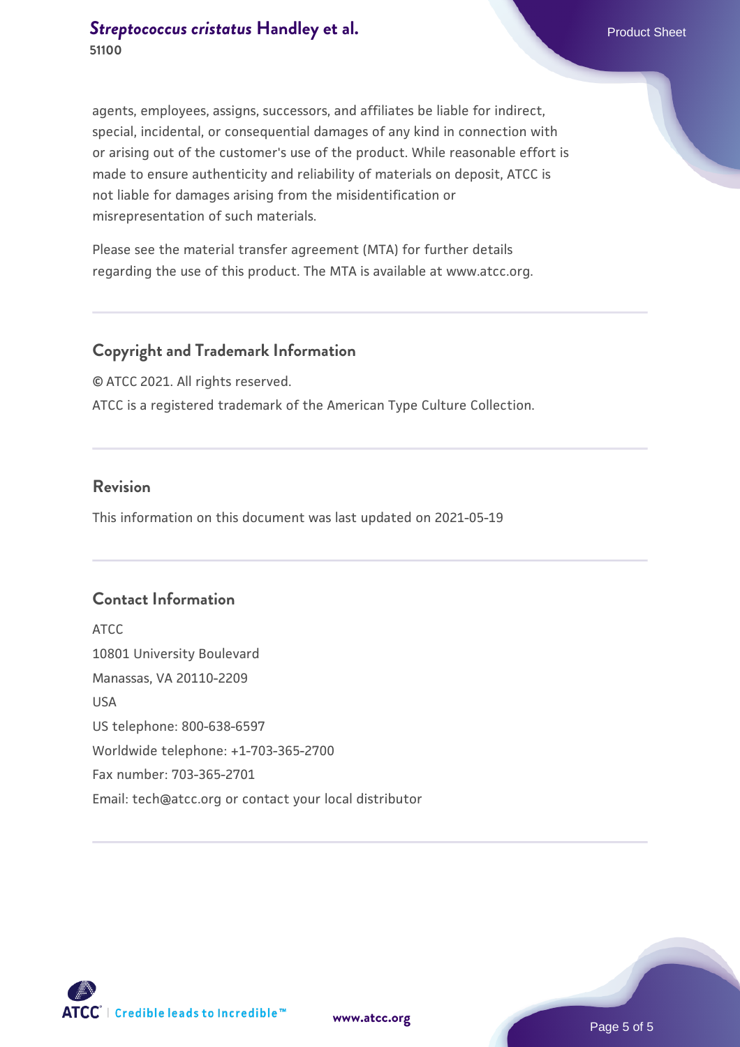agents, employees, assigns, successors, and affiliates be liable for indirect, special, incidental, or consequential damages of any kind in connection with or arising out of the customer's use of the product. While reasonable effort is made to ensure authenticity and reliability of materials on deposit, ATCC is not liable for damages arising from the misidentification or misrepresentation of such materials.

Please see the material transfer agreement (MTA) for further details regarding the use of this product. The MTA is available at www.atcc.org.

## Copyright and Trademark Information

© ATCC 2021. All rights reserved.

ATCC is a registered trademark of the American Type Culture Collection.

## Revision

This information on this document was last updated on 2021-05-19

## Contact Information

ATCC
10801 University Boulevard
Manassas, VA 20110-2209
USA
US telephone: 800-638-6597
Worldwide telephone: +1-703-365-2700
Fax number: 703-365-2701
Email: tech@atcc.org or contact your local distributor